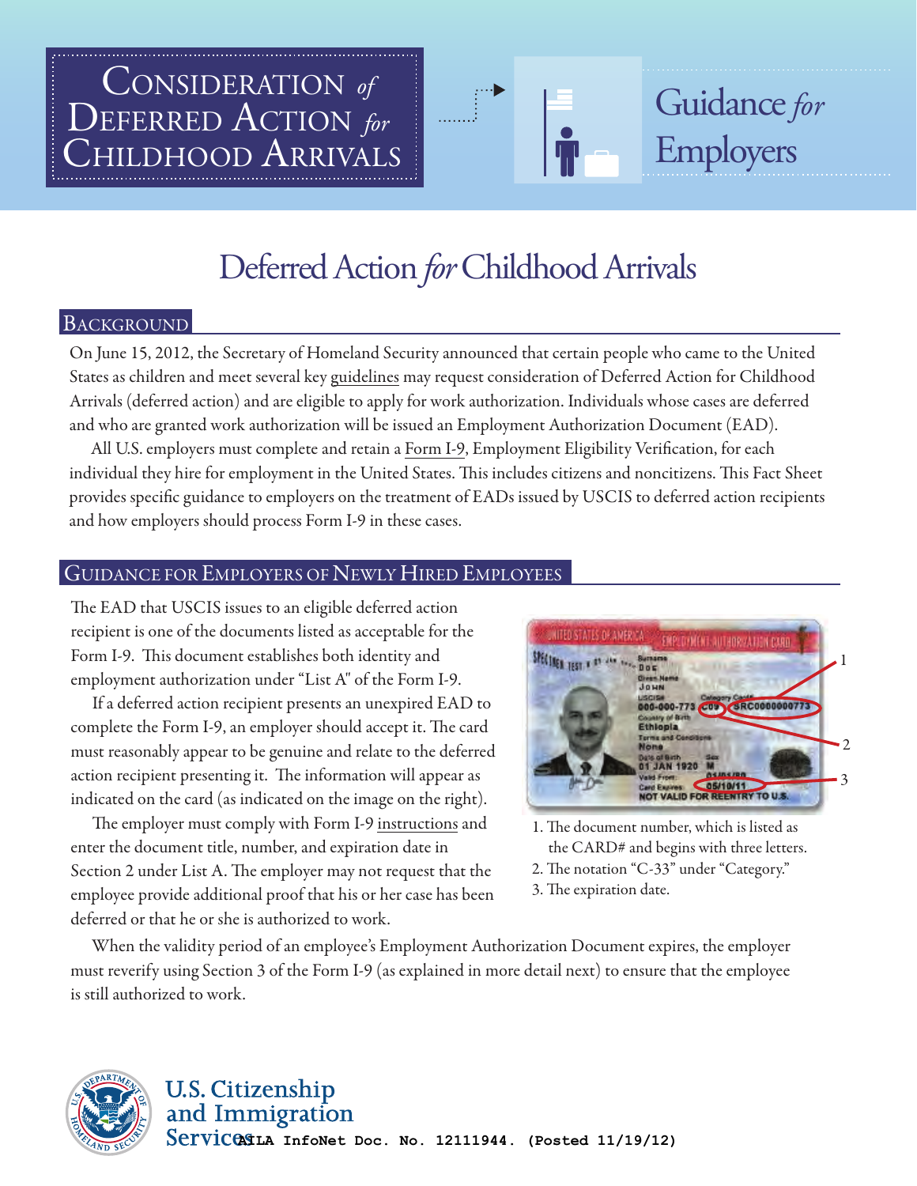# Consideration *of* Deferred Action *for* Childhood Arrivals

## Guidance *for* Employers

# Deferred Action *for* Childhood Arrivals

## Background

On June 15, 2012, the Secretary of Homeland Security announced that certain people who came to the United States as children and meet several key guidelines may request consideration of Deferred Action for Childhood Arrivals (deferred action) and are eligible to apply for work authorization. Individuals whose cases are deferred and who are granted work authorization will be issued an Employment Authorization Document (EAD).

All U.S. employers must complete and retain a Form I-9, Employment Eligibility Verification, for each individual they hire for employment in the United States. This includes citizens and noncitizens. This Fact Sheet provides specific guidance to employers on the treatment of EADs issued by USCIS to deferred action recipients and how employers should process Form I-9 in these cases.

## Guidance for Employers of Newly Hired Employees

The EAD that USCIS issues to an eligible deferred action recipient is one of the documents listed as acceptable for the Form I-9. This document establishes both identity and employment authorization under "List A" of the Form I-9.

If a deferred action recipient presents an unexpired EAD to complete the Form I-9, an employer should accept it. The card must reasonably appear to be genuine and relate to the deferred action recipient presenting it. The information will appear as indicated on the card (as indicated on the image on the right).

1. The document number, which is listed as the CARD# and begins with three letters.
2. The notation "C-33" under "Category."
3. The expiration date.

The employer must comply with Form I-9 instructions and enter the document title, number, and expiration date in Section 2 under List A. The employer may not request that the employee provide additional proof that his or her case has been deferred or that he or she is authorized to work.

When the validity period of an employee's Employment Authorization Document expires, the employer must reverify using Section 3 of the Form I-9 (as explained in more detail next) to ensure that the employee is still authorized to work.

U.S. Citizenship and Immigration Services

AILA InfoNet Doc. No. 12111944. (Posted 11/19/12)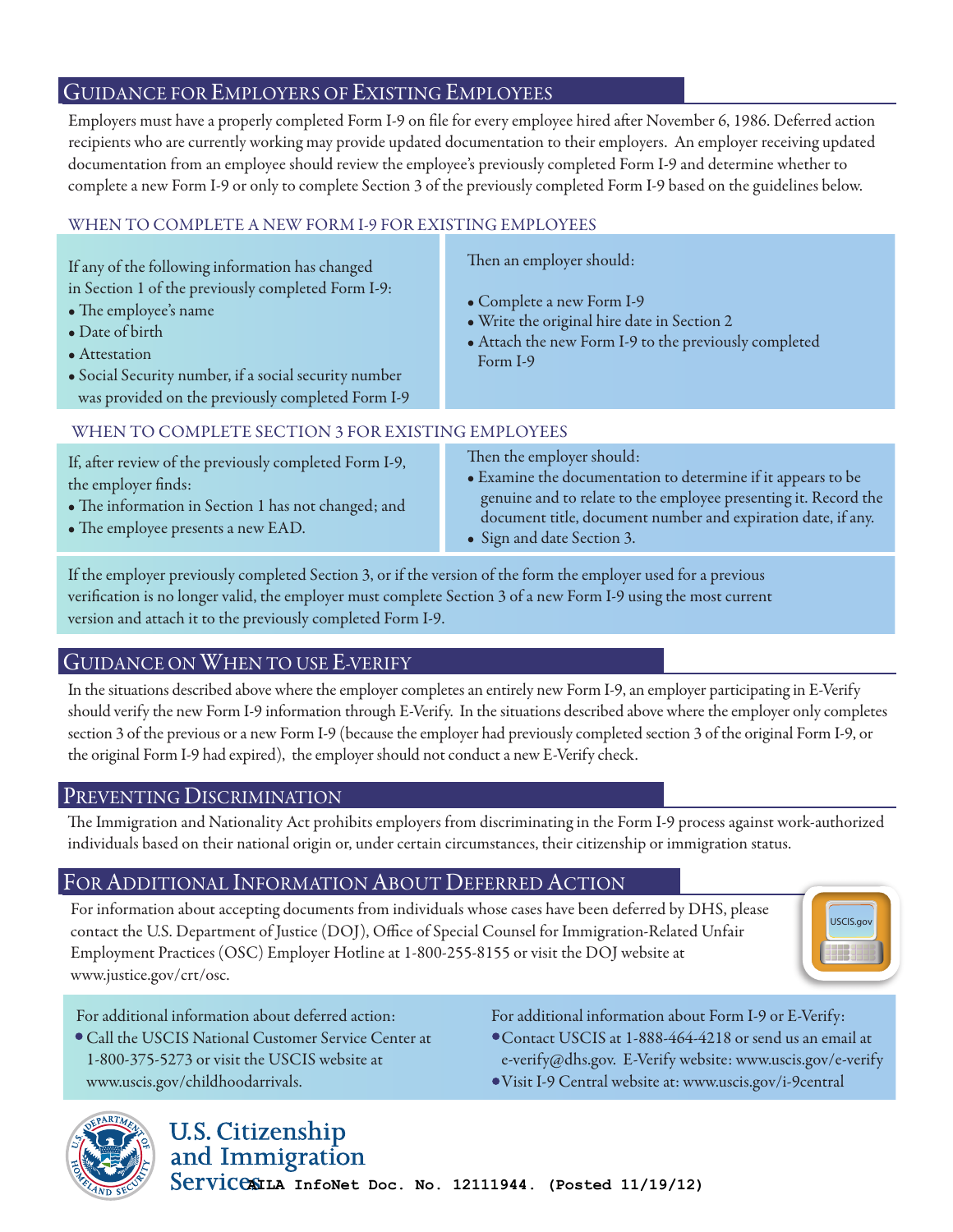## Guidance for Employers of Existing Employees

Employers must have a properly completed Form I-9 on file for every employee hired after November 6, 1986. Deferred action recipients who are currently working may provide updated documentation to their employers. An employer receiving updated documentation from an employee should review the employee's previously completed Form I-9 and determine whether to complete a new Form I-9 or only to complete Section 3 of the previously completed Form I-9 based on the guidelines below.

### When to Complete a New Form I-9 for Existing Employees

| | |
|---|---|
| If any of the following information has changed in Section 1 of the previously completed Form I-9:<br>• The employee's name<br>• Date of birth<br>• Attestation<br>• Social Security number, if a social security number was provided on the previously completed Form I-9 | Then an employer should:<br>• Complete a new Form I-9<br>• Write the original hire date in Section 2<br>• Attach the new Form I-9 to the previously completed Form I-9 |

### When to Complete Section 3 for Existing Employees

| | |
|---|---|
| If, after review of the previously completed Form I-9, the employer finds:<br>• The information in Section 1 has not changed; and<br>• The employee presents a new EAD. | Then the employer should:<br>• Examine the documentation to determine if it appears to be genuine and to relate to the employee presenting it. Record the document title, document number and expiration date, if any.<br>• Sign and date Section 3. |

If the employer previously completed Section 3, or if the version of the form the employer used for a previous verification is no longer valid, the employer must complete Section 3 of a new Form I-9 using the most current version and attach it to the previously completed Form I-9.

## Guidance on When to Use E-Verify

In the situations described above where the employer completes an entirely new Form I-9, an employer participating in E-Verify should verify the new Form I-9 information through E-Verify. In the situations described above where the employer only completes section 3 of the previous or a new Form I-9 (because the employer had previously completed section 3 of the original Form I-9, or the original Form I-9 had expired), the employer should not conduct a new E-Verify check.

## Preventing Discrimination

The Immigration and Nationality Act prohibits employers from discriminating in the Form I-9 process against work-authorized individuals based on their national origin or, under certain circumstances, their citizenship or immigration status.

## For Additional Information About Deferred Action

For information about accepting documents from individuals whose cases have been deferred by DHS, please contact the U.S. Department of Justice (DOJ), Office of Special Counsel for Immigration-Related Unfair Employment Practices (OSC) Employer Hotline at 1-800-255-8155 or visit the DOJ website at www.justice.gov/crt/osc.

For additional information about deferred action:

- Call the USCIS National Customer Service Center at 1-800-375-5273 or visit the USCIS website at www.uscis.gov/childhoodarrivals.

For additional information about Form I-9 or E-Verify:

- Contact USCIS at 1-888-464-4218 or send us an email at e-verify@dhs.gov. E-Verify website: www.uscis.gov/e-verify
- Visit I-9 Central website at: www.uscis.gov/i-9central

U.S. Citizenship and Immigration Services

AILA InfoNet Doc. No. 12111944. (Posted 11/19/12)